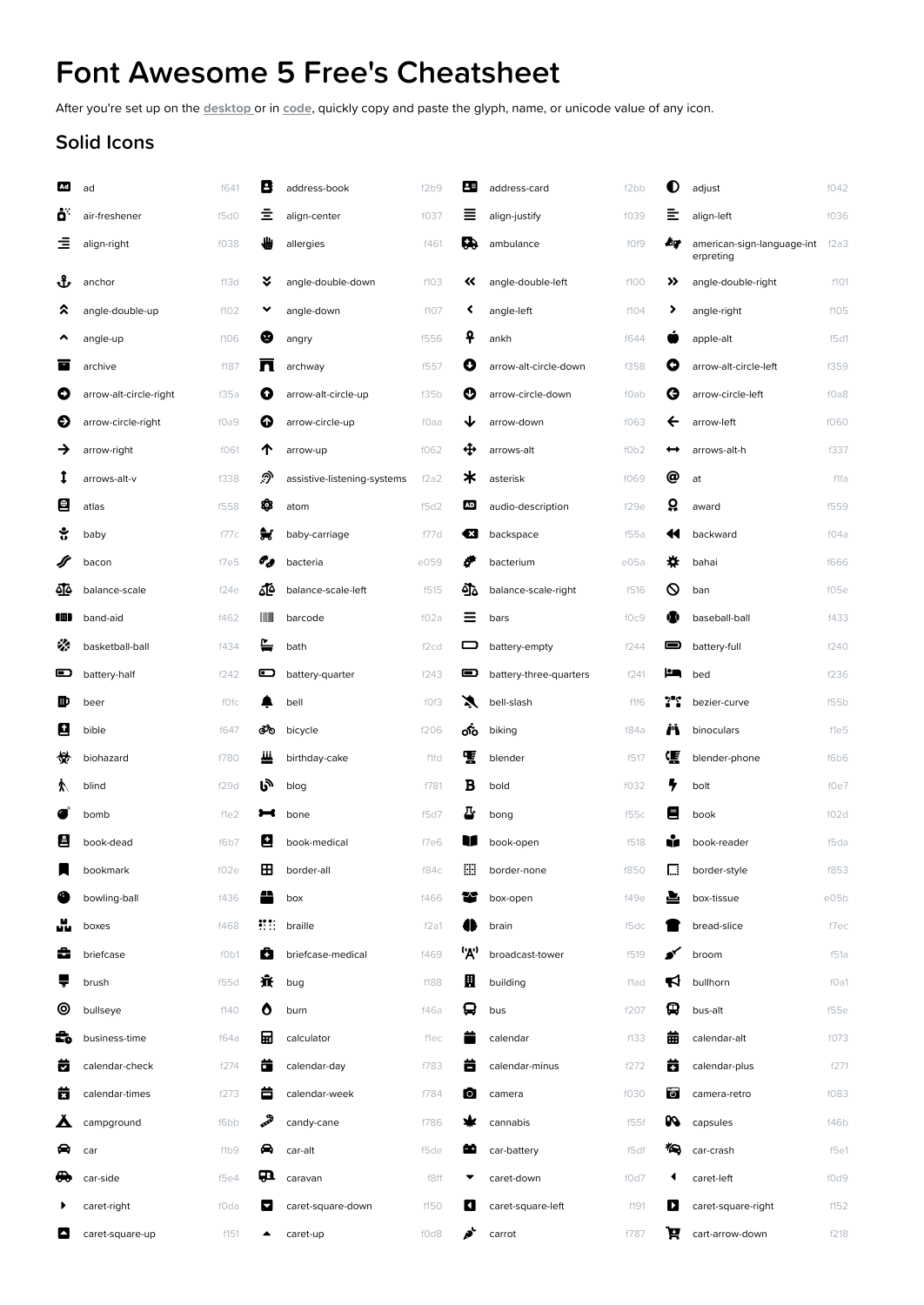# Font Awesome 5 Free's Cheatsheet

After you're set up on the **desktop** or in **code**, quickly copy and paste the glyph, name, or unicode value of any icon.

## Solid Icons

| Name | Unicode | Name | Unicode | Name | Unicode | Name | Unicode |
|---|---|---|---|---|---|---|---|
| ad | f641 | address-book | f2b9 | address-card | f2bb | adjust | f042 |
| air-freshener | f5d0 | align-center | f037 | align-justify | f039 | align-left | f036 |
| align-right | f038 | allergies | f461 | ambulance | f0f9 | american-sign-language-interpreting | f2a3 |
| anchor | f13d | angle-double-down | f103 | angle-double-left | f100 | angle-double-right | f101 |
| angle-double-up | f102 | angle-down | f107 | angle-left | f104 | angle-right | f105 |
| angle-up | f106 | angry | f556 | ankh | f644 | apple-alt | f5d1 |
| archive | f187 | archway | f557 | arrow-alt-circle-down | f358 | arrow-alt-circle-left | f359 |
| arrow-alt-circle-right | f35a | arrow-alt-circle-up | f35b | arrow-circle-down | f0ab | arrow-circle-left | f0a8 |
| arrow-circle-right | f0a9 | arrow-circle-up | f0aa | arrow-down | f063 | arrow-left | f060 |
| arrow-right | f061 | arrow-up | f062 | arrows-alt | f0b2 | arrows-alt-h | f337 |
| arrows-alt-v | f338 | assistive-listening-systems | f2a2 | asterisk | f069 | at | f1fa |
| atlas | f558 | atom | f5d2 | audio-description | f29e | award | f559 |
| baby | f77c | baby-carriage | f77d | backspace | f55a | backward | f04a |
| bacon | f7e5 | bacteria | e059 | bacterium | e05a | bahai | f666 |
| balance-scale | f24e | balance-scale-left | f515 | balance-scale-right | f516 | ban | f05e |
| band-aid | f462 | barcode | f02a | bars | f0c9 | baseball-ball | f433 |
| basketball-ball | f434 | bath | f2cd | battery-empty | f244 | battery-full | f240 |
| battery-half | f242 | battery-quarter | f243 | battery-three-quarters | f241 | bed | f236 |
| beer | f0fc | bell | f0f3 | bell-slash | f1f6 | bezier-curve | f55b |
| bible | f647 | bicycle | f206 | biking | f84a | binoculars | f1e5 |
| biohazard | f780 | birthday-cake | f1fd | blender | f517 | blender-phone | f6b6 |
| blind | f29d | blog | f781 | bold | f032 | bolt | f0e7 |
| bomb | f1e2 | bone | f5d7 | bong | f55c | book | f02d |
| book-dead | f6b7 | book-medical | f7e6 | book-open | f518 | book-reader | f5da |
| bookmark | f02e | border-all | f84c | border-none | f850 | border-style | f853 |
| bowling-ball | f436 | box | f466 | box-open | f49e | box-tissue | e05b |
| boxes | f468 | braille | f2a1 | brain | f5dc | bread-slice | f7ec |
| briefcase | f0b1 | briefcase-medical | f469 | broadcast-tower | f519 | broom | f51a |
| brush | f55d | bug | f188 | building | f1ad | bullhorn | f0a1 |
| bullseye | f140 | burn | f46a | bus | f207 | bus-alt | f55e |
| business-time | f64a | calculator | f1ec | calendar | f133 | calendar-alt | f073 |
| calendar-check | f274 | calendar-day | f783 | calendar-minus | f272 | calendar-plus | f271 |
| calendar-times | f273 | calendar-week | f784 | camera | f030 | camera-retro | f083 |
| campground | f6bb | candy-cane | f786 | cannabis | f55f | capsules | f46b |
| car | f1b9 | car-alt | f5de | car-battery | f5df | car-crash | f5e1 |
| car-side | f5e4 | caravan | f8ff | caret-down | f0d7 | caret-left | f0d9 |
| caret-right | f0da | caret-square-down | f150 | caret-square-left | f191 | caret-square-right | f152 |
| caret-square-up | f151 | caret-up | f0d8 | carrot | f787 | cart-arrow-down | f218 |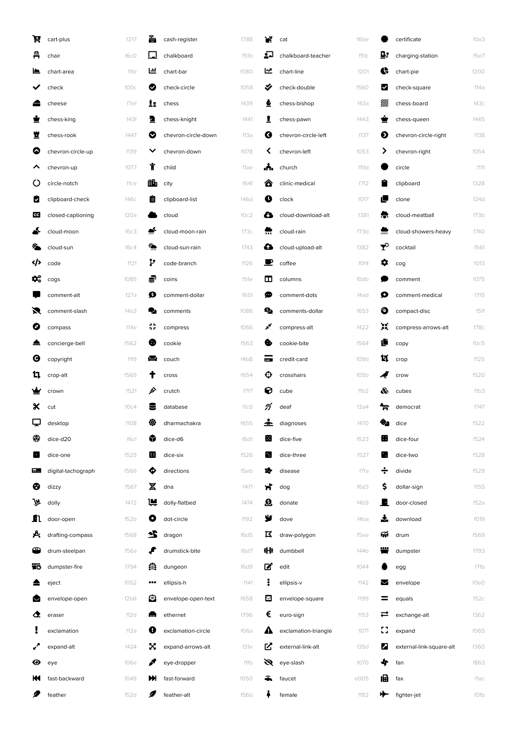| Icon | Code | Icon | Code | Icon | Code | Icon | Code |
|---|---|---|---|---|---|---|---|
| cart-plus | f217 | cash-register | f788 | cat | f6be | certificate | f0a3 |
| chair | f6c0 | chalkboard | f51b | chalkboard-teacher | f51c | charging-station | f5e7 |
| chart-area | f1fe | chart-bar | f080 | chart-line | f201 | chart-pie | f200 |
| check | f00c | check-circle | f058 | check-double | f560 | check-square | f14a |
| cheese | f7ef | chess | f439 | chess-bishop | f43a | chess-board | f43c |
| chess-king | f43f | chess-knight | f441 | chess-pawn | f443 | chess-queen | f445 |
| chess-rook | f447 | chevron-circle-down | f13a | chevron-circle-left | f137 | chevron-circle-right | f138 |
| chevron-circle-up | f139 | chevron-down | f078 | chevron-left | f053 | chevron-right | f054 |
| chevron-up | f077 | child | f1ae | church | f51d | circle | f111 |
| circle-notch | f1ce | city | f64f | clinic-medical | f7f2 | clipboard | f328 |
| clipboard-check | f46c | clipboard-list | f46d | clock | f017 | clone | f24d |
| closed-captioning | f20a | cloud | f0c2 | cloud-download-alt | f381 | cloud-meatball | f73b |
| cloud-moon | f6c3 | cloud-moon-rain | f73c | cloud-rain | f73d | cloud-showers-heavy | f740 |
| cloud-sun | f6c4 | cloud-sun-rain | f743 | cloud-upload-alt | f382 | cocktail | f561 |
| code | f121 | code-branch | f126 | coffee | f0f4 | cog | f013 |
| cogs | f085 | coins | f51e | columns | f0db | comment | f075 |
| comment-alt | f27a | comment-dollar | f651 | comment-dots | f4ad | comment-medical | f7f5 |
| comment-slash | f4b3 | comments | f086 | comments-dollar | f653 | compact-disc | f51f |
| compass | f14e | compress | f066 | compress-alt | f422 | compress-arrows-alt | f78c |
| concierge-bell | f562 | cookie | f563 | cookie-bite | f564 | copy | f0c5 |
| copyright | f1f9 | couch | f4b8 | credit-card | f09d | crop | f125 |
| crop-alt | f565 | cross | f654 | crosshairs | f05b | crow | f520 |
| crown | f521 | crutch | f7f7 | cube | f1b2 | cubes | f1b3 |
| cut | f0c4 | database | f1c0 | deaf | f2a4 | democrat | f747 |
| desktop | f108 | dharmachakra | f655 | diagnoses | f470 | dice | f522 |
| dice-d20 | f6cf | dice-d6 | f6d1 | dice-five | f523 | dice-four | f524 |
| dice-one | f525 | dice-six | f526 | dice-three | f527 | dice-two | f528 |
| digital-tachograph | f566 | directions | f5eb | disease | f7fa | divide | f529 |
| dizzy | f567 | dna | f471 | dog | f6d3 | dollar-sign | f155 |
| dolly | f472 | dolly-flatbed | f474 | donate | f4b9 | door-closed | f52a |
| door-open | f52b | dot-circle | f192 | dove | f4ba | download | f019 |
| drafting-compass | f568 | dragon | f6d5 | draw-polygon | f5ee | drum | f569 |
| drum-steelpan | f56a | drumstick-bite | f6d7 | dumbbell | f44b | dumpster | f793 |
| dumpster-fire | f794 | dungeon | f6d9 | edit | f044 | egg | f7fb |
| eject | f052 | ellipsis-h | f141 | ellipsis-v | f142 | envelope | f0e0 |
| envelope-open | f2b6 | envelope-open-text | f658 | envelope-square | f199 | equals | f52c |
| eraser | f12d | ethernet | f796 | euro-sign | f153 | exchange-alt | f362 |
| exclamation | f12a | exclamation-circle | f06a | exclamation-triangle | f071 | expand | f065 |
| expand-alt | f424 | expand-arrows-alt | f31e | external-link-alt | f35d | external-link-square-alt | f360 |
| eye | f06e | eye-dropper | f1fb | eye-slash | f070 | fan | f863 |
| fast-backward | f049 | fast-forward | f050 | faucet | e005 | fax | f1ac |
| feather | f52d | feather-alt | f56b | female | f182 | fighter-jet | f0fb |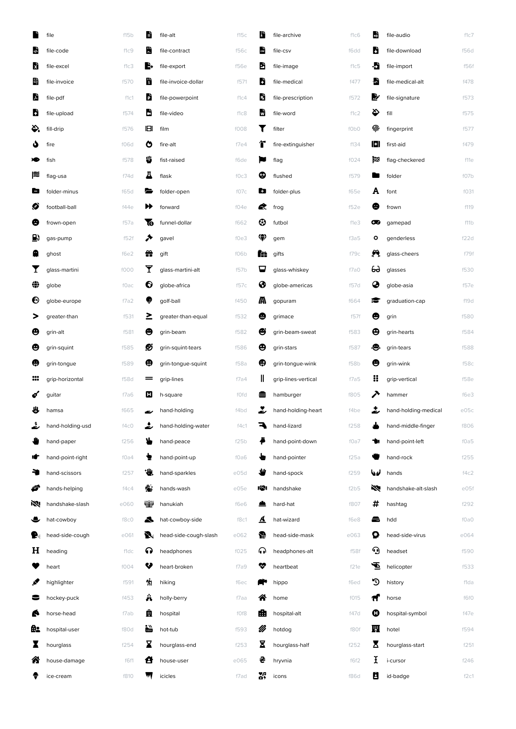| Name | Code | Name | Code | Name | Code | Name | Code |
|---|---|---|---|---|---|---|---|
| file | f15b | file-alt | f15c | file-archive | f1c6 | file-audio | f1c7 |
| file-code | f1c9 | file-contract | f56c | file-csv | f6dd | file-download | f56d |
| file-excel | f1c3 | file-export | f56e | file-image | f1c5 | file-import | f56f |
| file-invoice | f570 | file-invoice-dollar | f571 | file-medical | f477 | file-medical-alt | f478 |
| file-pdf | f1c1 | file-powerpoint | f1c4 | file-prescription | f572 | file-signature | f573 |
| file-upload | f574 | file-video | f1c8 | file-word | f1c2 | fill | f575 |
| fill-drip | f576 | film | f008 | filter | f0b0 | fingerprint | f577 |
| fire | f06d | fire-alt | f7e4 | fire-extinguisher | f134 | first-aid | f479 |
| fish | f578 | fist-raised | f6de | flag | f024 | flag-checkered | f11e |
| flag-usa | f74d | flask | f0c3 | flushed | f579 | folder | f07b |
| folder-minus | f65d | folder-open | f07c | folder-plus | f65e | font | f031 |
| football-ball | f44e | forward | f04e | frog | f52e | frown | f119 |
| frown-open | f57a | funnel-dollar | f662 | futbol | f1e3 | gamepad | f11b |
| gas-pump | f52f | gavel | f0e3 | gem | f3a5 | genderless | f22d |
| ghost | f6e2 | gift | f06b | gifts | f79c | glass-cheers | f79f |
| glass-martini | f000 | glass-martini-alt | f57b | glass-whiskey | f7a0 | glasses | f530 |
| globe | f0ac | globe-africa | f57c | globe-americas | f57d | globe-asia | f57e |
| globe-europe | f7a2 | golf-ball | f450 | gopuram | f664 | graduation-cap | f19d |
| greater-than | f531 | greater-than-equal | f532 | grimace | f57f | grin | f580 |
| grin-alt | f581 | grin-beam | f582 | grin-beam-sweat | f583 | grin-hearts | f584 |
| grin-squint | f585 | grin-squint-tears | f586 | grin-stars | f587 | grin-tears | f588 |
| grin-tongue | f589 | grin-tongue-squint | f58a | grin-tongue-wink | f58b | grin-wink | f58c |
| grip-horizontal | f58d | grip-lines | f7a4 | grip-lines-vertical | f7a5 | grip-vertical | f58e |
| guitar | f7a6 | h-square | f0fd | hamburger | f805 | hammer | f6e3 |
| hamsa | f665 | hand-holding | f4bd | hand-holding-heart | f4be | hand-holding-medical | e05c |
| hand-holding-usd | f4c0 | hand-holding-water | f4c1 | hand-lizard | f258 | hand-middle-finger | f806 |
| hand-paper | f256 | hand-peace | f25b | hand-point-down | f0a7 | hand-point-left | f0a5 |
| hand-point-right | f0a4 | hand-point-up | f0a6 | hand-pointer | f25a | hand-rock | f255 |
| hand-scissors | f257 | hand-sparkles | e05d | hand-spock | f259 | hands | f4c2 |
| hands-helping | f4c4 | hands-wash | e05e | handshake | f2b5 | handshake-alt-slash | e05f |
| handshake-slash | e060 | hanukiah | f6e6 | hard-hat | f807 | hashtag | f292 |
| hat-cowboy | f8c0 | hat-cowboy-side | f8c1 | hat-wizard | f6e8 | hdd | f0a0 |
| head-side-cough | e061 | head-side-cough-slash | e062 | head-side-mask | e063 | head-side-virus | e064 |
| heading | f1dc | headphones | f025 | headphones-alt | f58f | headset | f590 |
| heart | f004 | heart-broken | f7a9 | heartbeat | f21e | helicopter | f533 |
| highlighter | f591 | hiking | f6ec | hippo | f6ed | history | f1da |
| hockey-puck | f453 | holly-berry | f7aa | home | f015 | horse | f6f0 |
| horse-head | f7ab | hospital | f0f8 | hospital-alt | f47d | hospital-symbol | f47e |
| hospital-user | f80d | hot-tub | f593 | hotdog | f80f | hotel | f594 |
| hourglass | f254 | hourglass-end | f253 | hourglass-half | f252 | hourglass-start | f251 |
| house-damage | f6f1 | house-user | e065 | hryvnia | f6f2 | i-cursor | f246 |
| ice-cream | f810 | icicles | f7ad | icons | f86d | id-badge | f2c1 |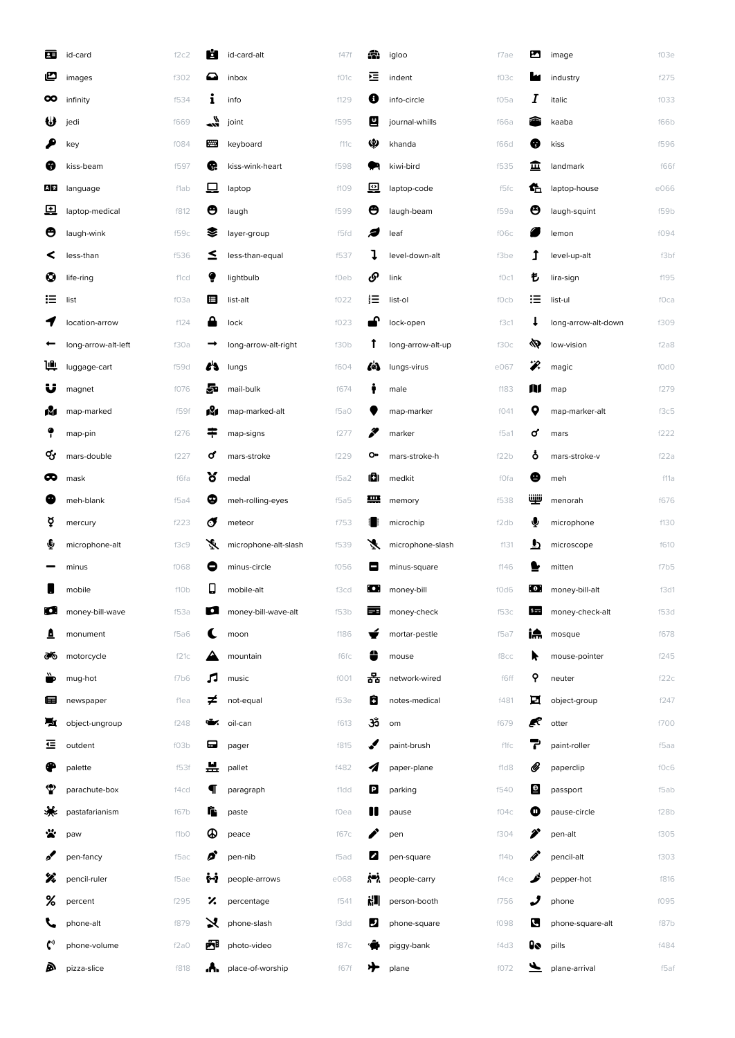| Name | Code | Name | Code | Name | Code | Name | Code |
|---|---|---|---|---|---|---|---|
| id-card | f2c2 | id-card-alt | f47f | igloo | f7ae | image | f03e |
| images | f302 | inbox | f01c | indent | f03c | industry | f275 |
| infinity | f534 | info | f129 | info-circle | f05a | italic | f033 |
| jedi | f669 | joint | f595 | journal-whills | f66a | kaaba | f66b |
| key | f084 | keyboard | f11c | khanda | f66d | kiss | f596 |
| kiss-beam | f597 | kiss-wink-heart | f598 | kiwi-bird | f535 | landmark | f66f |
| language | f1ab | laptop | f109 | laptop-code | f5fc | laptop-house | e066 |
| laptop-medical | f812 | laugh | f599 | laugh-beam | f59a | laugh-squint | f59b |
| laugh-wink | f59c | layer-group | f5fd | leaf | f06c | lemon | f094 |
| less-than | f536 | less-than-equal | f537 | level-down-alt | f3be | level-up-alt | f3bf |
| life-ring | f1cd | lightbulb | f0eb | link | f0c1 | lira-sign | f195 |
| list | f03a | list-alt | f022 | list-ol | f0cb | list-ul | f0ca |
| location-arrow | f124 | lock | f023 | lock-open | f3c1 | long-arrow-alt-down | f309 |
| long-arrow-alt-left | f30a | long-arrow-alt-right | f30b | long-arrow-alt-up | f30c | low-vision | f2a8 |
| luggage-cart | f59d | lungs | f604 | lungs-virus | e067 | magic | f0d0 |
| magnet | f076 | mail-bulk | f674 | male | f183 | map | f279 |
| map-marked | f59f | map-marked-alt | f5a0 | map-marker | f041 | map-marker-alt | f3c5 |
| map-pin | f276 | map-signs | f277 | marker | f5a1 | mars | f222 |
| mars-double | f227 | mars-stroke | f229 | mars-stroke-h | f22b | mars-stroke-v | f22a |
| mask | f6fa | medal | f5a2 | medkit | f0fa | meh | f11a |
| meh-blank | f5a4 | meh-rolling-eyes | f5a5 | memory | f538 | menorah | f676 |
| mercury | f223 | meteor | f753 | microchip | f2db | microphone | f130 |
| microphone-alt | f3c9 | microphone-alt-slash | f539 | microphone-slash | f131 | microscope | f610 |
| minus | f068 | minus-circle | f056 | minus-square | f146 | mitten | f7b5 |
| mobile | f10b | mobile-alt | f3cd | money-bill | f0d6 | money-bill-alt | f3d1 |
| money-bill-wave | f53a | money-bill-wave-alt | f53b | money-check | f53c | money-check-alt | f53d |
| monument | f5a6 | moon | f186 | mortar-pestle | f5a7 | mosque | f678 |
| motorcycle | f21c | mountain | f6fc | mouse | f8cc | mouse-pointer | f245 |
| mug-hot | f7b6 | music | f001 | network-wired | f6ff | neuter | f22c |
| newspaper | f1ea | not-equal | f53e | notes-medical | f481 | object-group | f247 |
| object-ungroup | f248 | oil-can | f613 | om | f679 | otter | f700 |
| outdent | f03b | pager | f815 | paint-brush | f1fc | paint-roller | f5aa |
| palette | f53f | pallet | f482 | paper-plane | f1d8 | paperclip | f0c6 |
| parachute-box | f4cd | paragraph | f1dd | parking | f540 | passport | f5ab |
| pastafarianism | f67b | paste | f0ea | pause | f04c | pause-circle | f28b |
| paw | f1b0 | peace | f67c | pen | f304 | pen-alt | f305 |
| pen-fancy | f5ac | pen-nib | f5ad | pen-square | f14b | pencil-alt | f303 |
| pencil-ruler | f5ae | people-arrows | e068 | people-carry | f4ce | pepper-hot | f816 |
| percent | f295 | percentage | f541 | person-booth | f756 | phone | f095 |
| phone-alt | f879 | phone-slash | f3dd | phone-square | f098 | phone-square-alt | f87b |
| phone-volume | f2a0 | photo-video | f87c | piggy-bank | f4d3 | pills | f484 |
| pizza-slice | f818 | place-of-worship | f67f | plane | f072 | plane-arrival | f5af |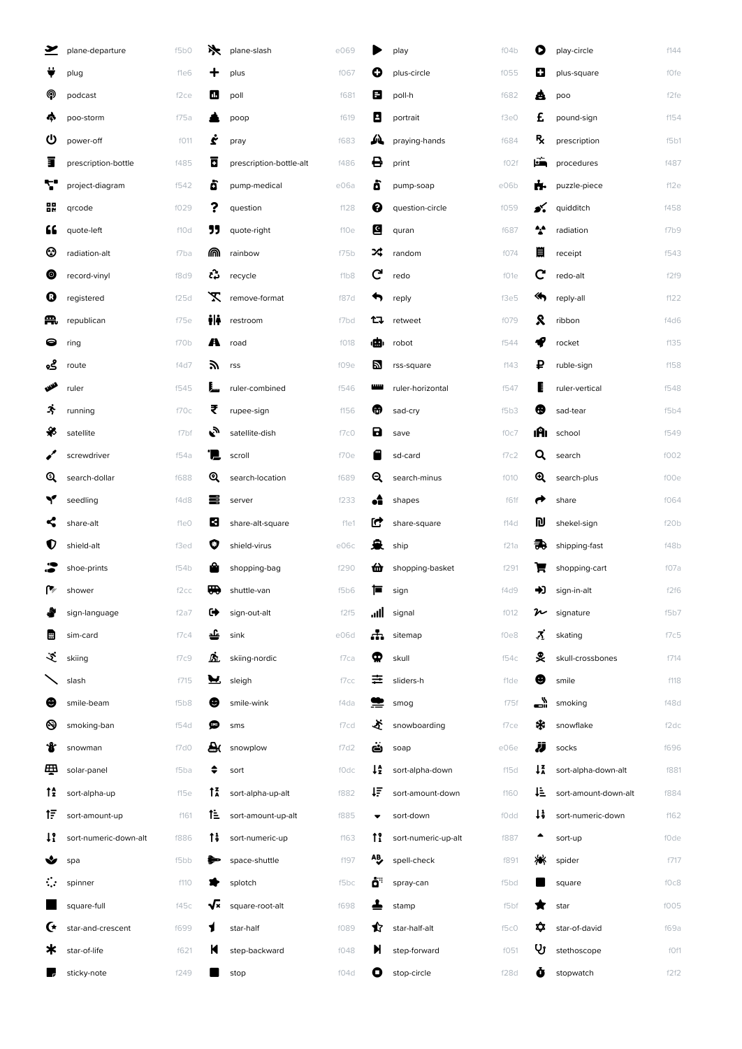| | | | | | | | |
|---|---|---|---|---|---|---|---|
| plane-departure | f5b0 | plane-slash | e069 | play | f04b | play-circle | f144 |
| plug | f1e6 | plus | f067 | plus-circle | f055 | plus-square | f0fe |
| podcast | f2ce | poll | f681 | poll-h | f682 | poo | f2fe |
| poo-storm | f75a | poop | f619 | portrait | f3e0 | pound-sign | f154 |
| power-off | f011 | pray | f683 | praying-hands | f684 | prescription | f5b1 |
| prescription-bottle | f485 | prescription-bottle-alt | f486 | print | f02f | procedures | f487 |
| project-diagram | f542 | pump-medical | e06a | pump-soap | e06b | puzzle-piece | f12e |
| qrcode | f029 | question | f128 | question-circle | f059 | quidditch | f458 |
| quote-left | f10d | quote-right | f10e | quran | f687 | radiation | f7b9 |
| radiation-alt | f7ba | rainbow | f75b | random | f074 | receipt | f543 |
| record-vinyl | f8d9 | recycle | f1b8 | redo | f01e | redo-alt | f2f9 |
| registered | f25d | remove-format | f87d | reply | f3e5 | reply-all | f122 |
| republican | f75e | restroom | f7bd | retweet | f079 | ribbon | f4d6 |
| ring | f70b | road | f018 | robot | f544 | rocket | f135 |
| route | f4d7 | rss | f09e | rss-square | f143 | ruble-sign | f158 |
| ruler | f545 | ruler-combined | f546 | ruler-horizontal | f547 | ruler-vertical | f548 |
| running | f70c | rupee-sign | f156 | sad-cry | f5b3 | sad-tear | f5b4 |
| satellite | f7bf | satellite-dish | f7c0 | save | f0c7 | school | f549 |
| screwdriver | f54a | scroll | f70e | sd-card | f7c2 | search | f002 |
| search-dollar | f688 | search-location | f689 | search-minus | f010 | search-plus | f00e |
| seedling | f4d8 | server | f233 | shapes | f61f | share | f064 |
| share-alt | f1e0 | share-alt-square | f1e1 | share-square | f14d | shekel-sign | f20b |
| shield-alt | f3ed | shield-virus | e06c | ship | f21a | shipping-fast | f48b |
| shoe-prints | f54b | shopping-bag | f290 | shopping-basket | f291 | shopping-cart | f07a |
| shower | f2cc | shuttle-van | f5b6 | sign | f4d9 | sign-in-alt | f2f6 |
| sign-language | f2a7 | sign-out-alt | f2f5 | signal | f012 | signature | f5b7 |
| sim-card | f7c4 | sink | e06d | sitemap | f0e8 | skating | f7c5 |
| skiing | f7c9 | skiing-nordic | f7ca | skull | f54c | skull-crossbones | f714 |
| slash | f715 | sleigh | f7cc | sliders-h | f1de | smile | f118 |
| smile-beam | f5b8 | smile-wink | f4da | smog | f75f | smoking | f48d |
| smoking-ban | f54d | sms | f7cd | snowboarding | f7ce | snowflake | f2dc |
| snowman | f7d0 | snowplow | f7d2 | soap | e06e | socks | f696 |
| solar-panel | f5ba | sort | f0dc | sort-alpha-down | f15d | sort-alpha-down-alt | f881 |
| sort-alpha-up | f15e | sort-alpha-up-alt | f882 | sort-amount-down | f160 | sort-amount-down-alt | f884 |
| sort-amount-up | f161 | sort-amount-up-alt | f885 | sort-down | f0dd | sort-numeric-down | f162 |
| sort-numeric-down-alt | f886 | sort-numeric-up | f163 | sort-numeric-up-alt | f887 | sort-up | f0de |
| spa | f5bb | space-shuttle | f197 | spell-check | f891 | spider | f717 |
| spinner | f110 | splotch | f5bc | spray-can | f5bd | square | f0c8 |
| square-full | f45c | square-root-alt | f698 | stamp | f5bf | star | f005 |
| star-and-crescent | f699 | star-half | f089 | star-half-alt | f5c0 | star-of-david | f69a |
| star-of-life | f621 | step-backward | f048 | step-forward | f051 | stethoscope | f0f1 |
| sticky-note | f249 | stop | f04d | stop-circle | f28d | stopwatch | f2f2 |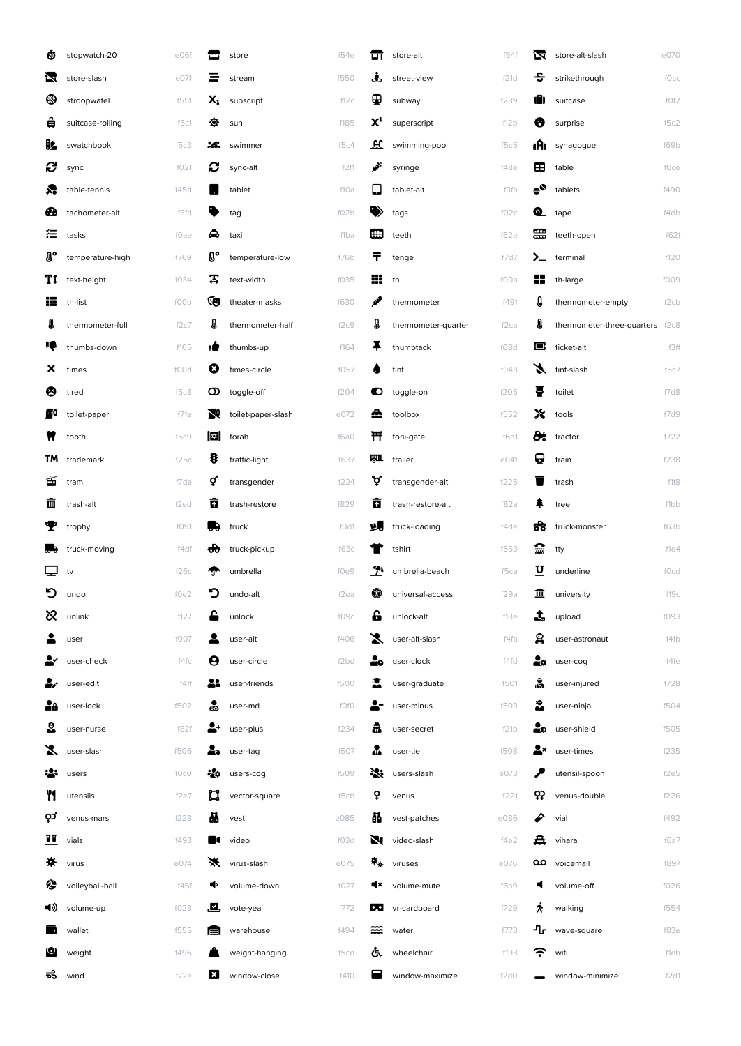| Icon | Code | Icon | Code | Icon | Code | Icon | Code |
|---|---|---|---|---|---|---|---|
| stopwatch-20 | e06f | store | f54e | store-alt | f54f | store-alt-slash | e070 |
| store-slash | e071 | stream | f550 | street-view | f21d | strikethrough | f0cc |
| stroopwafel | f551 | subscript | f12c | subway | f239 | suitcase | f0f2 |
| suitcase-rolling | f5c1 | sun | f185 | superscript | f12b | surprise | f5c2 |
| swatchbook | f5c3 | swimmer | f5c4 | swimming-pool | f5c5 | synagogue | f69b |
| sync | f021 | sync-alt | f2f1 | syringe | f48e | table | f0ce |
| table-tennis | f45d | tablet | f10a | tablet-alt | f3fa | tablets | f490 |
| tachometer-alt | f3fd | tag | f02b | tags | f02c | tape | f4db |
| tasks | f0ae | taxi | f1ba | teeth | f62e | teeth-open | f62f |
| temperature-high | f769 | temperature-low | f76b | tenge | f7d7 | terminal | f120 |
| text-height | f034 | text-width | f035 | th | f00a | th-large | f009 |
| th-list | f00b | theater-masks | f630 | thermometer | f491 | thermometer-empty | f2cb |
| thermometer-full | f2c7 | thermometer-half | f2c9 | thermometer-quarter | f2ca | thermometer-three-quarters | f2c8 |
| thumbs-down | f165 | thumbs-up | f164 | thumbtack | f08d | ticket-alt | f3ff |
| times | f00d | times-circle | f057 | tint | f043 | tint-slash | f5c7 |
| tired | f5c8 | toggle-off | f204 | toggle-on | f205 | toilet | f7d8 |
| toilet-paper | f71e | toilet-paper-slash | e072 | toolbox | f552 | tools | f7d9 |
| tooth | f5c9 | torah | f6a0 | torii-gate | f6a1 | tractor | f722 |
| trademark | f25c | traffic-light | f637 | trailer | e041 | train | f238 |
| tram | f7da | transgender | f224 | transgender-alt | f225 | trash | f1f8 |
| trash-alt | f2ed | trash-restore | f829 | trash-restore-alt | f82a | tree | f1bb |
| trophy | f091 | truck | f0d1 | truck-loading | f4de | truck-monster | f63b |
| truck-moving | f4df | truck-pickup | f63c | tshirt | f553 | tty | f1e4 |
| tv | f26c | umbrella | f0e9 | umbrella-beach | f5ca | underline | f0cd |
| undo | f0e2 | undo-alt | f2ea | universal-access | f29a | university | f19c |
| unlink | f127 | unlock | f09c | unlock-alt | f13e | upload | f093 |
| user | f007 | user-alt | f406 | user-alt-slash | f4fa | user-astronaut | f4fb |
| user-check | f4fc | user-circle | f2bd | user-clock | f4fd | user-cog | f4fe |
| user-edit | f4ff | user-friends | f500 | user-graduate | f501 | user-injured | f728 |
| user-lock | f502 | user-md | f0f0 | user-minus | f503 | user-ninja | f504 |
| user-nurse | f82f | user-plus | f234 | user-secret | f21b | user-shield | f505 |
| user-slash | f506 | user-tag | f507 | user-tie | f508 | user-times | f235 |
| users | f0c0 | users-cog | f509 | users-slash | e073 | utensil-spoon | f2e5 |
| utensils | f2e7 | vector-square | f5cb | venus | f221 | venus-double | f226 |
| venus-mars | f228 | vest | e085 | vest-patches | e086 | vial | f492 |
| vials | f493 | video | f03d | video-slash | f4e2 | vihara | f6a7 |
| virus | e074 | virus-slash | e075 | viruses | e076 | voicemail | f897 |
| volleyball-ball | f45f | volume-down | f027 | volume-mute | f6a9 | volume-off | f026 |
| volume-up | f028 | vote-yea | f772 | vr-cardboard | f729 | walking | f554 |
| wallet | f555 | warehouse | f494 | water | f773 | wave-square | f83e |
| weight | f496 | weight-hanging | f5cd | wheelchair | f193 | wifi | f1eb |
| wind | f72e | window-close | f410 | window-maximize | f2d0 | window-minimize | f2d1 |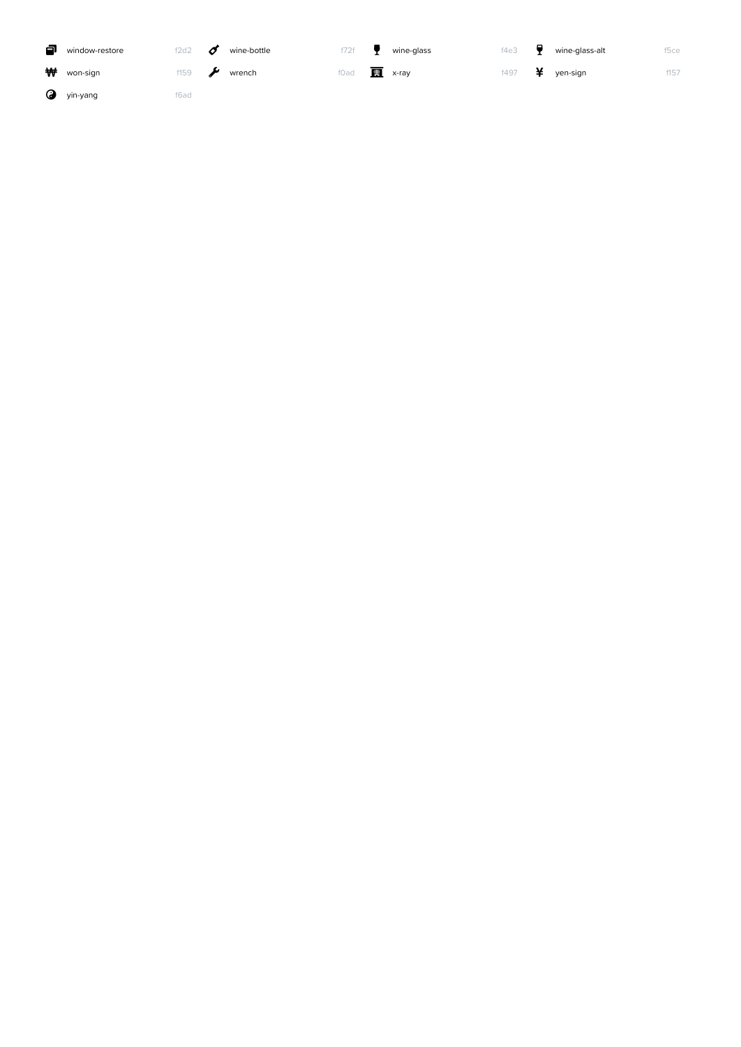| | | | | | | | | | | |
|---|---|---|---|---|---|---|---|---|---|---|
| window-restore | f2d2 | | wine-bottle | f72f | | wine-glass | f4e3 | | wine-glass-alt | f5ce |
| won-sign | f159 | | wrench | f0ad | | x-ray | f497 | | yen-sign | f157 |
| yin-yang | f6ad | | | | | | | | | |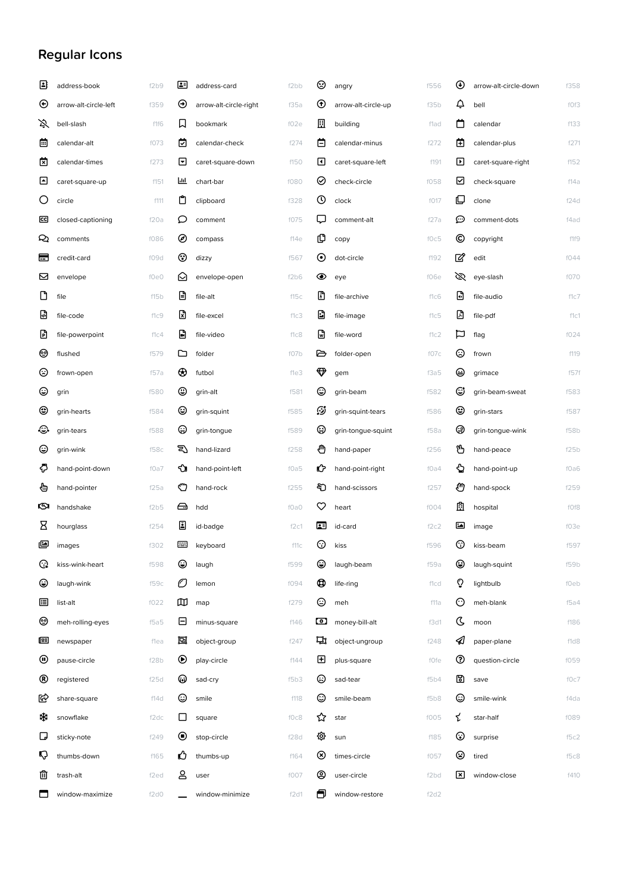## Regular Icons

| Icon | Code | Icon | Code | Icon | Code | Icon | Code |
|---|---|---|---|---|---|---|---|
| address-book | f2b9 | address-card | f2bb | angry | f556 | arrow-alt-circle-down | f358 |
| arrow-alt-circle-left | f359 | arrow-alt-circle-right | f35a | arrow-alt-circle-up | f35b | bell | f0f3 |
| bell-slash | f1f6 | bookmark | f02e | building | f1ad | calendar | f133 |
| calendar-alt | f073 | calendar-check | f274 | calendar-minus | f272 | calendar-plus | f271 |
| calendar-times | f273 | caret-square-down | f150 | caret-square-left | f191 | caret-square-right | f152 |
| caret-square-up | f151 | chart-bar | f080 | check-circle | f058 | check-square | f14a |
| circle | f111 | clipboard | f328 | clock | f017 | clone | f24d |
| closed-captioning | f20a | comment | f075 | comment-alt | f27a | comment-dots | f4ad |
| comments | f086 | compass | f14e | copy | f0c5 | copyright | f1f9 |
| credit-card | f09d | dizzy | f567 | dot-circle | f192 | edit | f044 |
| envelope | f0e0 | envelope-open | f2b6 | eye | f06e | eye-slash | f070 |
| file | f15b | file-alt | f15c | file-archive | f1c6 | file-audio | f1c7 |
| file-code | f1c9 | file-excel | f1c3 | file-image | f1c5 | file-pdf | f1c1 |
| file-powerpoint | f1c4 | file-video | f1c8 | file-word | f1c2 | flag | f024 |
| flushed | f579 | folder | f07b | folder-open | f07c | frown | f119 |
| frown-open | f57a | futbol | f1e3 | gem | f3a5 | grimace | f57f |
| grin | f580 | grin-alt | f581 | grin-beam | f582 | grin-beam-sweat | f583 |
| grin-hearts | f584 | grin-squint | f585 | grin-squint-tears | f586 | grin-stars | f587 |
| grin-tears | f588 | grin-tongue | f589 | grin-tongue-squint | f58a | grin-tongue-wink | f58b |
| grin-wink | f58c | hand-lizard | f258 | hand-paper | f256 | hand-peace | f25b |
| hand-point-down | f0a7 | hand-point-left | f0a5 | hand-point-right | f0a4 | hand-point-up | f0a6 |
| hand-pointer | f25a | hand-rock | f255 | hand-scissors | f257 | hand-spock | f259 |
| handshake | f2b5 | hdd | f0a0 | heart | f004 | hospital | f0f8 |
| hourglass | f254 | id-badge | f2c1 | id-card | f2c2 | image | f03e |
| images | f302 | keyboard | f11c | kiss | f596 | kiss-beam | f597 |
| kiss-wink-heart | f598 | laugh | f599 | laugh-beam | f59a | laugh-squint | f59b |
| laugh-wink | f59c | lemon | f094 | life-ring | f1cd | lightbulb | f0eb |
| list-alt | f022 | map | f279 | meh | f11a | meh-blank | f5a4 |
| meh-rolling-eyes | f5a5 | minus-square | f146 | money-bill-alt | f3d1 | moon | f186 |
| newspaper | f1ea | object-group | f247 | object-ungroup | f248 | paper-plane | f1d8 |
| pause-circle | f28b | play-circle | f144 | plus-square | f0fe | question-circle | f059 |
| registered | f25d | sad-cry | f5b3 | sad-tear | f5b4 | save | f0c7 |
| share-square | f14d | smile | f118 | smile-beam | f5b8 | smile-wink | f4da |
| snowflake | f2dc | square | f0c8 | star | f005 | star-half | f089 |
| sticky-note | f249 | stop-circle | f28d | sun | f185 | surprise | f5c2 |
| thumbs-down | f165 | thumbs-up | f164 | times-circle | f057 | tired | f5c8 |
| trash-alt | f2ed | user | f007 | user-circle | f2bd | window-close | f410 |
| window-maximize | f2d0 | window-minimize | f2d1 | window-restore | f2d2 | | |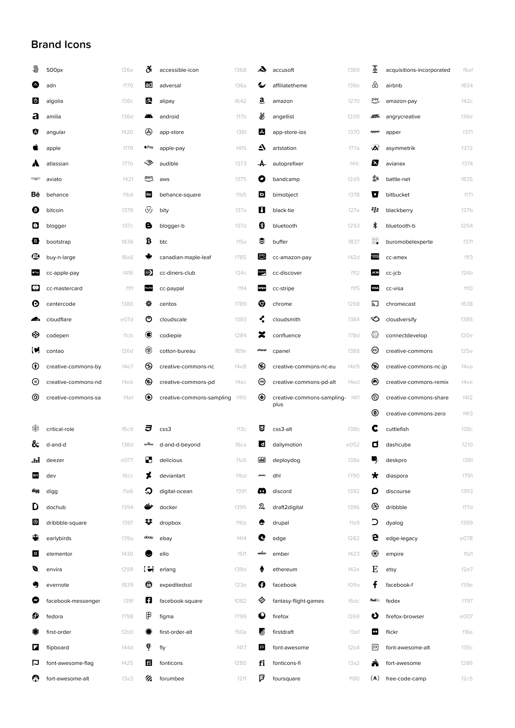## Brand Icons

| Icon | Code | Icon | Code | Icon | Code | Icon | Code |
|---|---|---|---|---|---|---|---|
| 500px | f26e | accessible-icon | f368 | accusoft | f369 | acquisitions-incorporated | f6af |
| adn | f170 | adversal | f36a | affiliatetheme | f36b | airbnb | f834 |
| algolia | f36c | alipay | f642 | amazon | f270 | amazon-pay | f42c |
| amilia | f36d | android | f17b | angellist | f209 | angrycreative | f36e |
| angular | f420 | app-store | f36f | app-store-ios | f370 | apper | f371 |
| apple | f179 | apple-pay | f415 | artstation | f77a | asymmetrik | f372 |
| atlassian | f77b | audible | f373 | autoprefixer | f41c | avianex | f374 |
| aviato | f421 | aws | f375 | bandcamp | f2d5 | battle-net | f835 |
| behance | f1b4 | behance-square | f1b5 | bimobject | f378 | bitbucket | f171 |
| bitcoin | f379 | bity | f37a | black-tie | f27e | blackberry | f37b |
| blogger | f37c | blogger-b | f37d | bluetooth | f293 | bluetooth-b | f294 |
| bootstrap | f836 | btc | f15a | buffer | f837 | buromobelexperte | f37f |
| buy-n-large | f8a6 | canadian-maple-leaf | f785 | cc-amazon-pay | f42d | cc-amex | f1f3 |
| cc-apple-pay | f416 | cc-diners-club | f24c | cc-discover | f1f2 | cc-jcb | f24b |
| cc-mastercard | f1f1 | cc-paypal | f1f4 | cc-stripe | f1f5 | cc-visa | f1f0 |
| centercode | f380 | centos | f789 | chrome | f268 | chromecast | f838 |
| cloudflare | e07d | cloudscale | f383 | cloudsmith | f384 | cloudversify | f385 |
| codepen | f1cb | codiepie | f284 | confluence | f78d | connectdevelop | f20e |
| contao | f26d | cotton-bureau | f89e | cpanel | f388 | creative-commons | f25e |
| creative-commons-by | f4e7 | creative-commons-nc | f4e8 | creative-commons-nc-eu | f4e9 | creative-commons-nc-jp | f4ea |
| creative-commons-nd | f4eb | creative-commons-pd | f4ec | creative-commons-pd-alt | f4ed | creative-commons-remix | f4ee |
| creative-commons-sa | f4ef | creative-commons-sampling | f4f0 | creative-commons-sampling-plus | f4f1 | creative-commons-share | f4f2 |
| | | | | | | creative-commons-zero | f4f3 |
| critical-role | f6c9 | css3 | f13c | css3-alt | f38b | cuttlefish | f38c |
| d-and-d | f38d | d-and-d-beyond | f6ca | dailymotion | e052 | dashcube | f210 |
| deezer | e077 | delicious | f1a5 | deploydog | f38e | deskpro | f38f |
| dev | f6cc | deviantart | f1bd | dhl | f790 | diaspora | f791 |
| digg | f1a6 | digital-ocean | f391 | discord | f392 | discourse | f393 |
| dochub | f394 | docker | f395 | draft2digital | f396 | dribbble | f17d |
| dribbble-square | f397 | dropbox | f16b | drupal | f1a9 | dyalog | f399 |
| earlybirds | f39a | ebay | f4f4 | edge | f282 | edge-legacy | e078 |
| elementor | f430 | ello | f5f1 | ember | f423 | empire | f1d1 |
| envira | f299 | erlang | f39d | ethereum | f42e | etsy | f2d7 |
| evernote | f839 | expeditedssl | f23e | facebook | f09a | facebook-f | f39e |
| facebook-messenger | f39f | facebook-square | f082 | fantasy-flight-games | f6dc | fedex | f797 |
| fedora | f798 | figma | f799 | firefox | f269 | firefox-browser | e007 |
| first-order | f2b0 | first-order-alt | f50a | firstdraft | f3a1 | flickr | f16e |
| flipboard | f44d | fly | f417 | font-awesome | f2b4 | font-awesome-alt | f35c |
| font-awesome-flag | f425 | fonticons | f280 | fonticons-fi | f3a2 | fort-awesome | f286 |
| fort-awesome-alt | f3a3 | forumbee | f211 | foursquare | f180 | free-code-camp | f2c5 |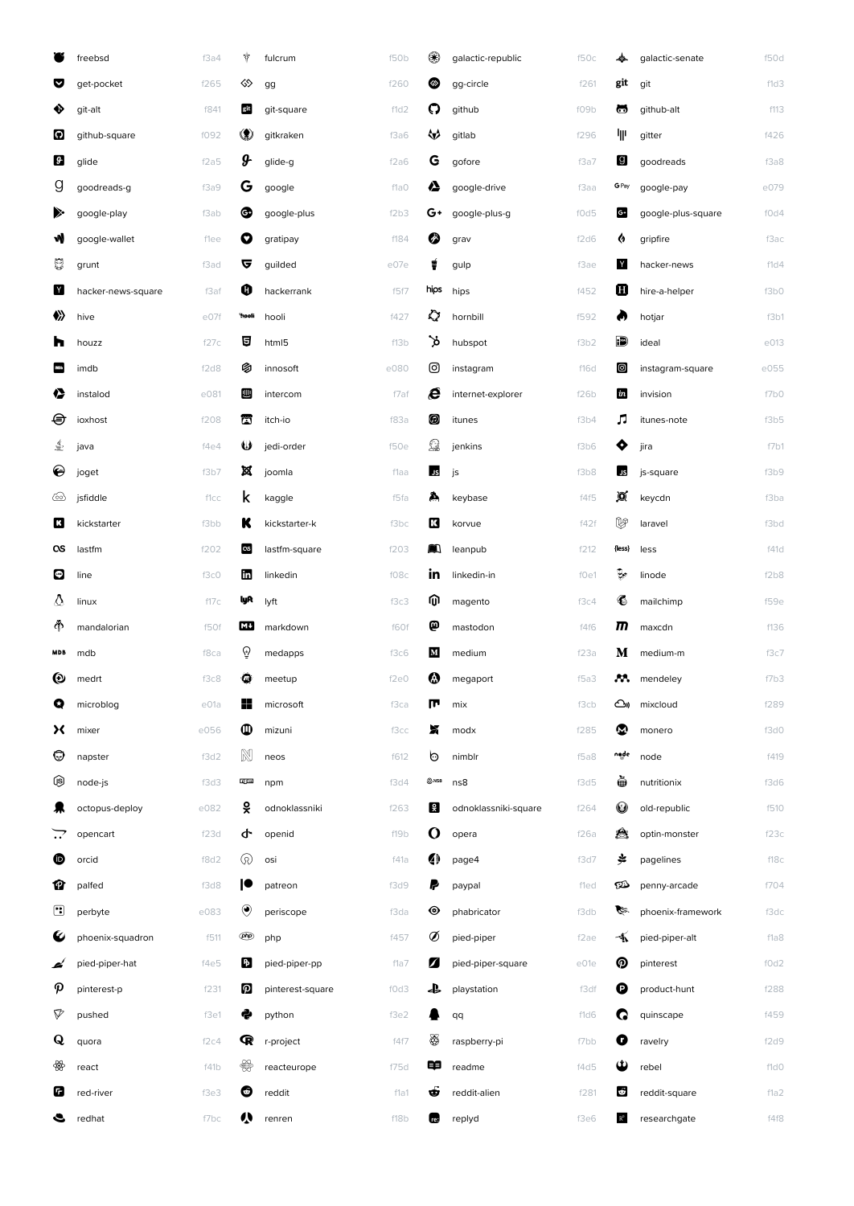| | | | |
|---|---|---|---|
| freebsd f3a4 | fulcrum f50b | galactic-republic f50c | galactic-senate f50d |
| get-pocket f265 | gg f260 | gg-circle f261 | git f1d3 |
| git-alt f841 | git-square f1d2 | github f09b | github-alt f113 |
| github-square f092 | gitkraken f3a6 | gitlab f296 | gitter f426 |
| glide f2a5 | glide-g f2a6 | gofore f3a7 | goodreads f3a8 |
| goodreads-g f3a9 | google f1a0 | google-drive f3aa | google-pay e079 |
| google-play f3ab | google-plus f2b3 | google-plus-g f0d5 | google-plus-square f0d4 |
| google-wallet f1ee | gratipay f184 | grav f2d6 | gripfire f3ac |
| grunt f3ad | guilded e07e | gulp f3ae | hacker-news f1d4 |
| hacker-news-square f3af | hackerrank f5f7 | hips f452 | hire-a-helper f3b0 |
| hive e07f | hooli f427 | hornbill f592 | hotjar f3b1 |
| houzz f27c | html5 f13b | hubspot f3b2 | ideal e013 |
| imdb f2d8 | innosoft e080 | instagram f16d | instagram-square e055 |
| instalod e081 | intercom f7af | internet-explorer f26b | invision f7b0 |
| ioxhost f208 | itch-io f83a | itunes f3b4 | itunes-note f3b5 |
| java f4e4 | jedi-order f50e | jenkins f3b6 | jira f7b1 |
| joget f3b7 | joomla f1aa | js f3b8 | js-square f3b9 |
| jsfiddle f1cc | kaggle f5fa | keybase f4f5 | keycdn f3ba |
| kickstarter f3bb | kickstarter-k f3bc | korvue f42f | laravel f3bd |
| lastfm f202 | lastfm-square f203 | leanpub f212 | less f41d |
| line f3c0 | linkedin f08c | linkedin-in f0e1 | linode f2b8 |
| linux f17c | lyft f3c3 | magento f3c4 | mailchimp f59e |
| mandalorian f50f | markdown f60f | mastodon f4f6 | maxcdn f136 |
| mdb f8ca | medapps f3c6 | medium f23a | medium-m f3c7 |
| medrt f3c8 | meetup f2e0 | megaport f5a3 | mendeley f7b3 |
| microblog e01a | microsoft f3ca | mix f3cb | mixcloud f289 |
| mixer e056 | mizuni f3cc | modx f285 | monero f3d0 |
| napster f3d2 | neos f612 | nimblr f5a8 | node f419 |
| node-js f3d3 | npm f3d4 | ns8 f3d5 | nutritionix f3d6 |
| octopus-deploy e082 | odnoklassniki f263 | odnoklassniki-square f264 | old-republic f510 |
| opencart f23d | openid f19b | opera f26a | optin-monster f23c |
| orcid f8d2 | osi f41a | page4 f3d7 | pagelines f18c |
| palfed f3d8 | patreon f3d9 | paypal f1ed | penny-arcade f704 |
| perbyte e083 | periscope f3da | phabricator f3db | phoenix-framework f3dc |
| phoenix-squadron f511 | php f457 | pied-piper f2ae | pied-piper-alt f1a8 |
| pied-piper-hat f4e5 | pied-piper-pp f1a7 | pied-piper-square e01e | pinterest f0d2 |
| pinterest-p f231 | pinterest-square f0d3 | playstation f3df | product-hunt f288 |
| pushed f3e1 | python f3e2 | qq f1d6 | quinscape f459 |
| quora f2c4 | r-project f4f7 | raspberry-pi f7bb | ravelry f2d9 |
| react f41b | reacteurope f75d | readme f4d5 | rebel f1d0 |
| red-river f3e3 | reddit f1a1 | reddit-alien f281 | reddit-square f1a2 |
| redhat f7bc | renren f18b | replyd f3e6 | researchgate f4f8 |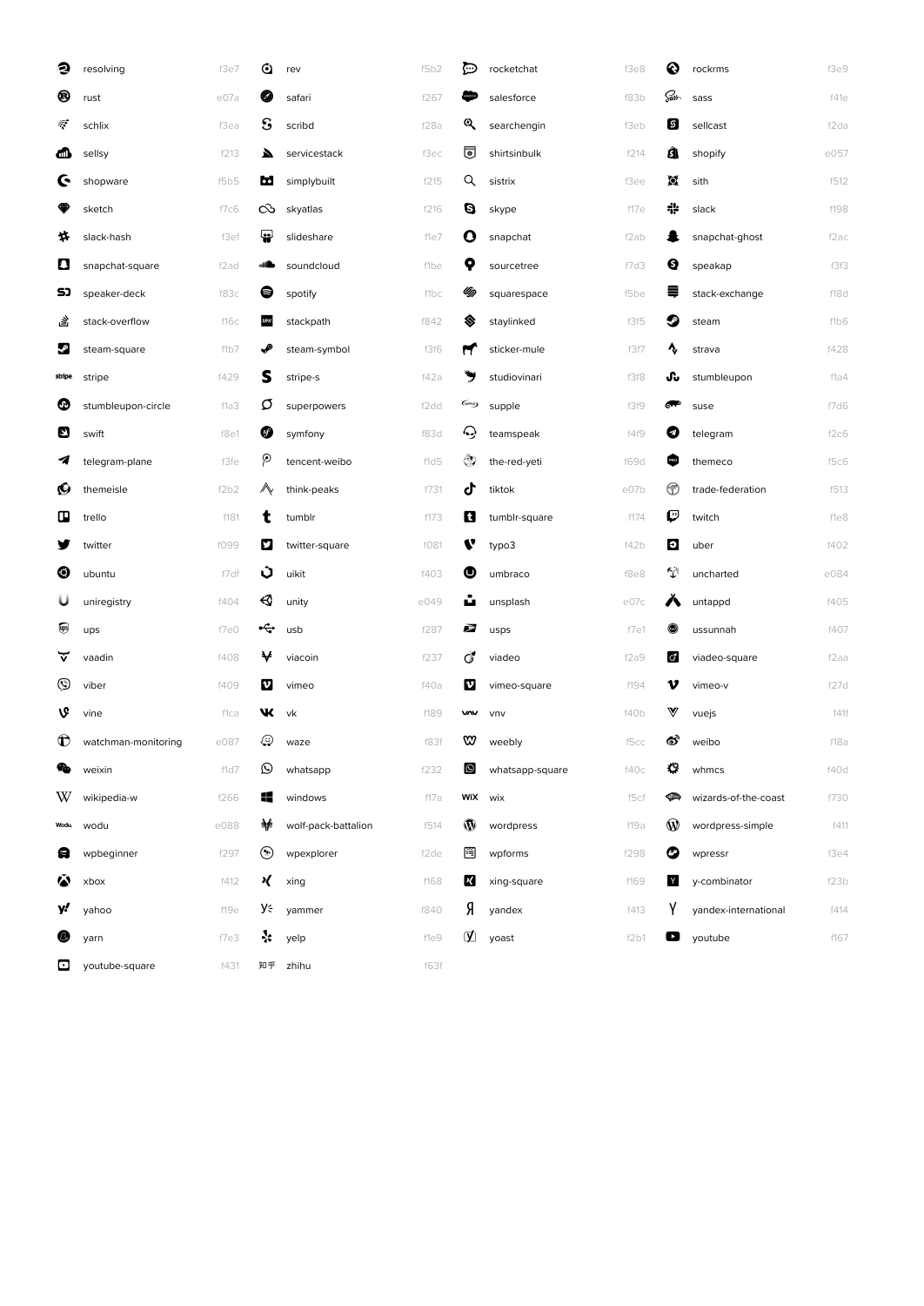| | | | | | | | |
|---|---|---|---|---|---|---|---|
| resolving | f3e7 | rev | f5b2 | rocketchat | f3e8 | rockrms | f3e9 |
| rust | e07a | safari | f267 | salesforce | f83b | sass | f41e |
| schlix | f3ea | scribd | f28a | searchengin | f3eb | sellcast | f2da |
| sellsy | f213 | servicestack | f3ec | shirtsinbulk | f214 | shopify | e057 |
| shopware | f5b5 | simplybuilt | f215 | sistrix | f3ee | sith | f512 |
| sketch | f7c6 | skyatlas | f216 | skype | f17e | slack | f198 |
| slack-hash | f3ef | slideshare | f1e7 | snapchat | f2ab | snapchat-ghost | f2ac |
| snapchat-square | f2ad | soundcloud | f1be | sourcetree | f7d3 | speakap | f3f3 |
| speaker-deck | f83c | spotify | f1bc | squarespace | f5be | stack-exchange | f18d |
| stack-overflow | f16c | stackpath | f842 | staylinked | f3f5 | steam | f1b6 |
| steam-square | f1b7 | steam-symbol | f3f6 | sticker-mule | f3f7 | strava | f428 |
| stripe | f429 | stripe-s | f42a | studiovinari | f3f8 | stumbleupon | f1a4 |
| stumbleupon-circle | f1a3 | superpowers | f2dd | supple | f3f9 | suse | f7d6 |
| swift | f8e1 | symfony | f83d | teamspeak | f4f9 | telegram | f2c6 |
| telegram-plane | f3fe | tencent-weibo | f1d5 | the-red-yeti | f69d | themeco | f5c6 |
| themeisle | f2b2 | think-peaks | f731 | tiktok | e07b | trade-federation | f513 |
| trello | f181 | tumblr | f173 | tumblr-square | f174 | twitch | f1e8 |
| twitter | f099 | twitter-square | f081 | typo3 | f42b | uber | f402 |
| ubuntu | f7df | uikit | f403 | umbraco | f8e8 | uncharted | e084 |
| uniregistry | f404 | unity | e049 | unsplash | e07c | untappd | f405 |
| ups | f7e0 | usb | f287 | usps | f7e1 | ussunnah | f407 |
| vaadin | f408 | viacoin | f237 | viadeo | f2a9 | viadeo-square | f2aa |
| viber | f409 | vimeo | f40a | vimeo-square | f194 | vimeo-v | f27d |
| vine | f1ca | vk | f189 | vnv | f40b | vuejs | f41f |
| watchman-monitoring | e087 | waze | f83f | weebly | f5cc | weibo | f18a |
| weixin | f1d7 | whatsapp | f232 | whatsapp-square | f40c | whmcs | f40d |
| wikipedia-w | f266 | windows | f17a | wix | f5cf | wizards-of-the-coast | f730 |
| wodu | e088 | wolf-pack-battalion | f514 | wordpress | f19a | wordpress-simple | f411 |
| wpbeginner | f297 | wpexplorer | f2de | wpforms | f298 | wpressr | f3e4 |
| xbox | f412 | xing | f168 | xing-square | f169 | y-combinator | f23b |
| yahoo | f19e | yammer | f840 | yandex | f413 | yandex-international | f414 |
| yarn | f7e3 | yelp | f1e9 | yoast | f2b1 | youtube | f167 |
| youtube-square | f431 | zhihu | f63f | | | | |